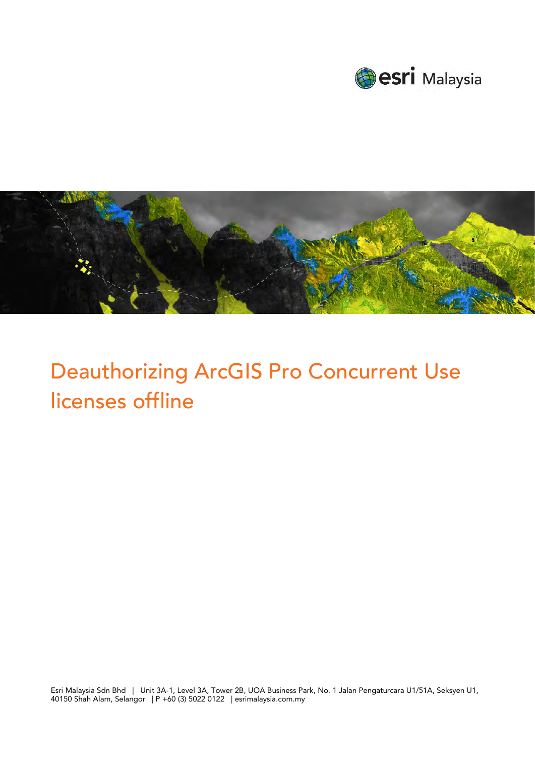# Deauthorizing ArcGIS Pro Concurrent Use licenses offline

Esri Malaysia Sdn Bhd | Unit 3A-1, Level 3A, Tower 2B, UOA Business Park, No. 1 Jalan Pengaturcara U1/51A, Seksyen U1, 40150 Shah Alam, Selangor | P +60 (3) 5022 0122 | esrimalaysia.com.my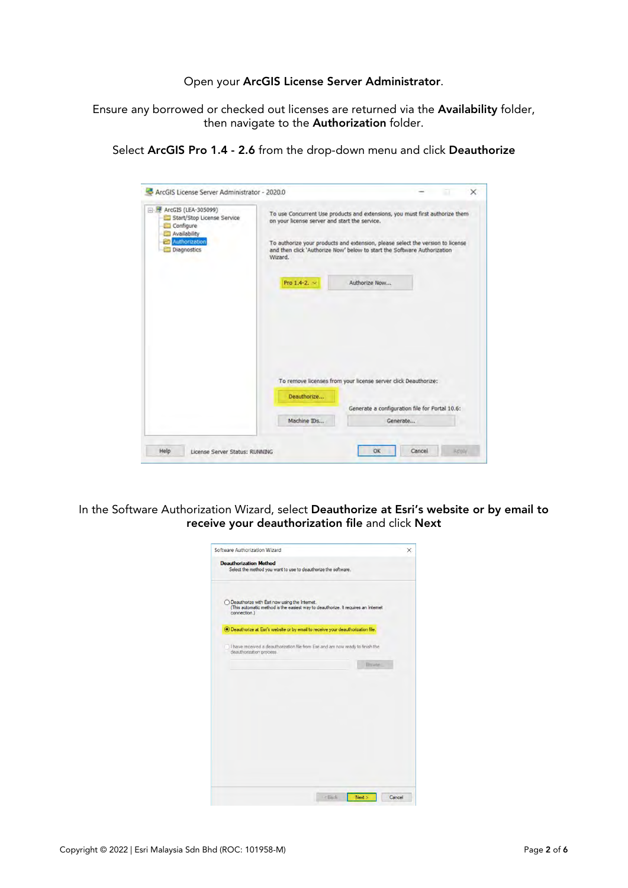Open your **ArcGIS License Server Administrator**.

Ensure any borrowed or checked out licenses are returned via the **Availability** folder, then navigate to the **Authorization** folder.

Select **ArcGIS Pro 1.4 - 2.6** from the drop-down menu and click **Deauthorize**

In the Software Authorization Wizard, select **Deauthorize at Esri's website or by email to receive your deauthorization file** and click **Next**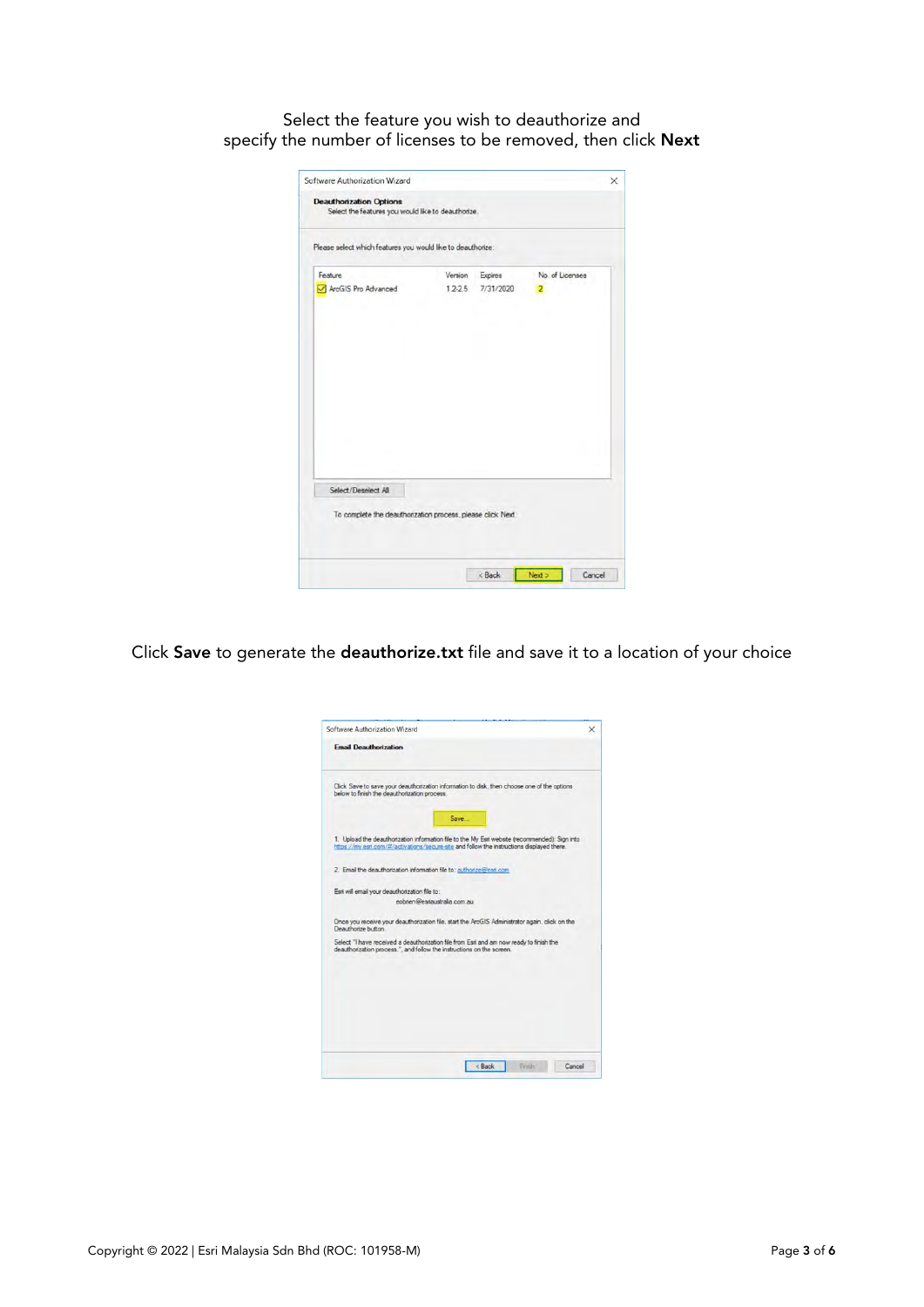Select the feature you wish to deauthorize and specify the number of licenses to be removed, then click **Next**

Click **Save** to generate the **deauthorize.txt** file and save it to a location of your choice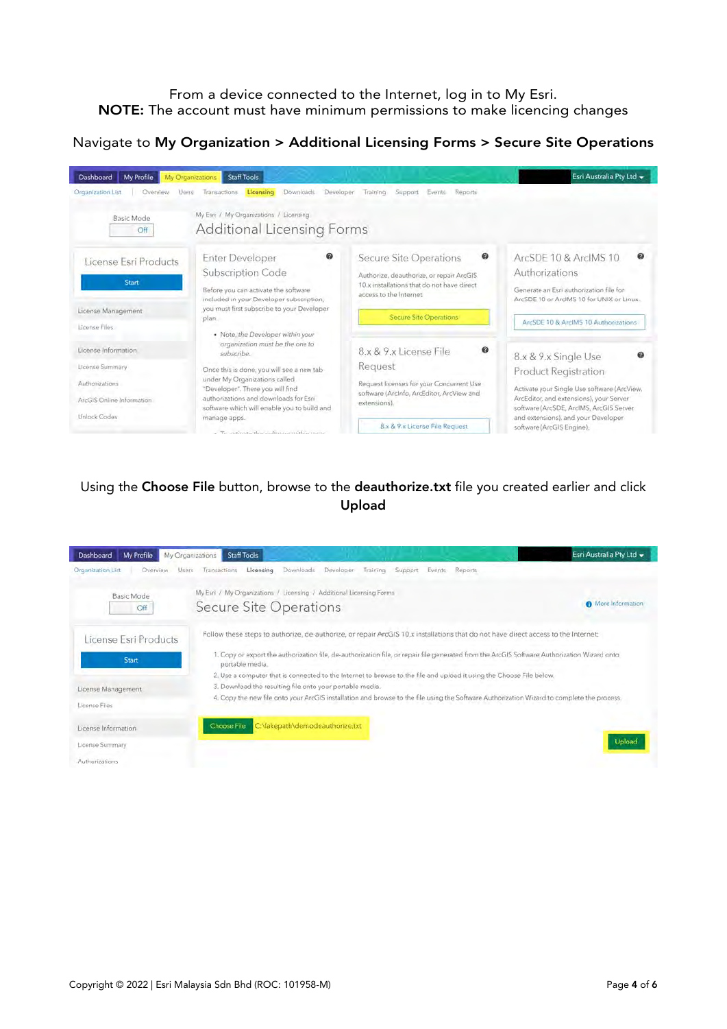From a device connected to the Internet, log in to My Esri.
**NOTE:** The account must have minimum permissions to make licencing changes

Navigate to **My Organization > Additional Licensing Forms > Secure Site Operations**

Using the **Choose File** button, browse to the **deauthorize.txt** file you created earlier and click **Upload**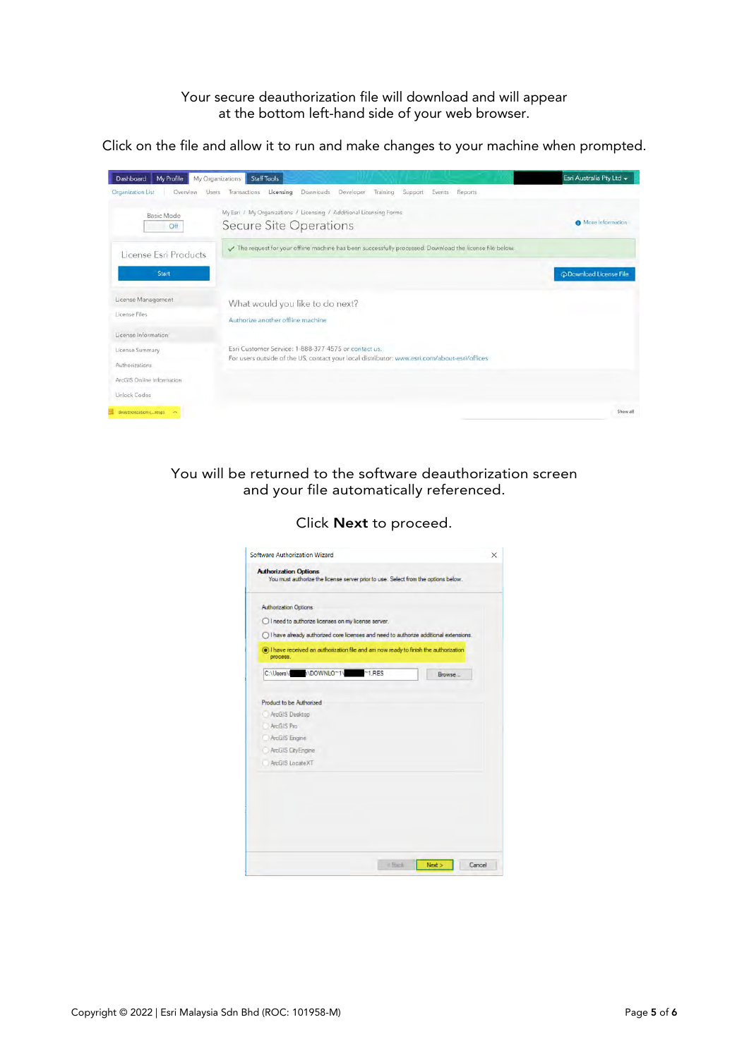Your secure deauthorization file will download and will appear at the bottom left-hand side of your web browser.

Click on the file and allow it to run and make changes to your machine when prompted.

You will be returned to the software deauthorization screen and your file automatically referenced.

Click **Next** to proceed.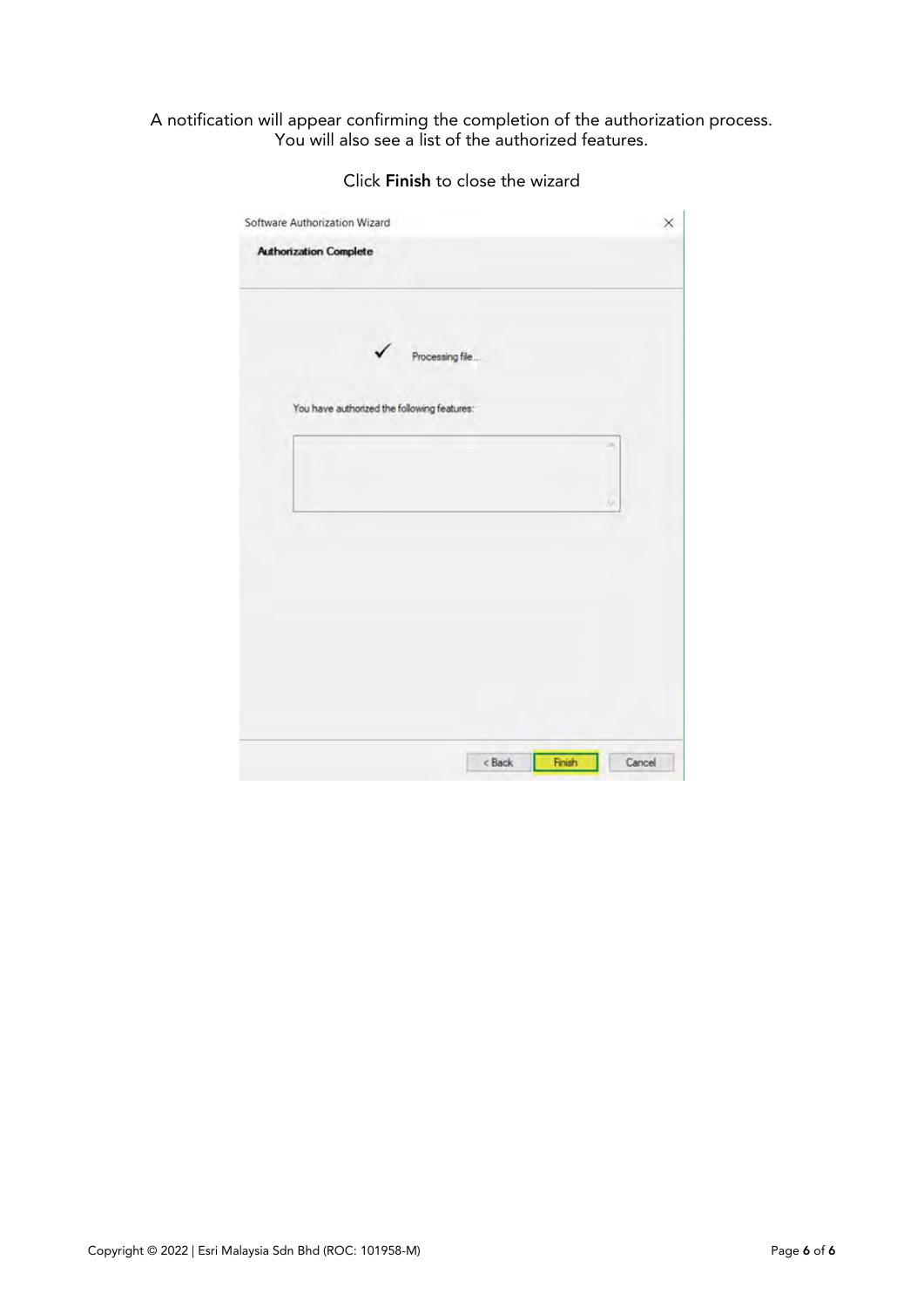A notification will appear confirming the completion of the authorization process.
You will also see a list of the authorized features.

Click **Finish** to close the wizard

Software Authorization Wizard

**Authorization Complete**

Processing file...

You have authorized the following features:

< Back

Finish

Cancel